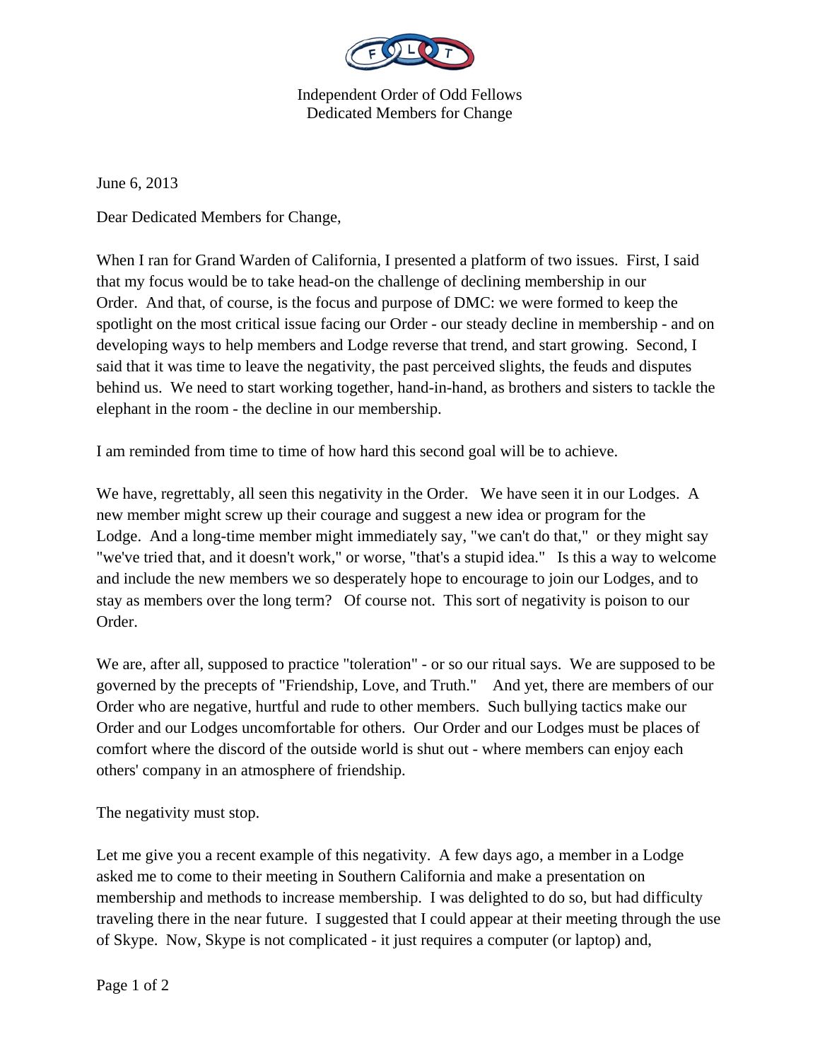Independent Order of Odd Fellows
Dedicated Members for Change

June 6, 2013

Dear Dedicated Members for Change,

When I ran for Grand Warden of California, I presented a platform of two issues. First, I said that my focus would be to take head-on the challenge of declining membership in our Order. And that, of course, is the focus and purpose of DMC: we were formed to keep the spotlight on the most critical issue facing our Order - our steady decline in membership - and on developing ways to help members and Lodge reverse that trend, and start growing. Second, I said that it was time to leave the negativity, the past perceived slights, the feuds and disputes behind us. We need to start working together, hand-in-hand, as brothers and sisters to tackle the elephant in the room - the decline in our membership.

I am reminded from time to time of how hard this second goal will be to achieve.

We have, regrettably, all seen this negativity in the Order. We have seen it in our Lodges. A new member might screw up their courage and suggest a new idea or program for the Lodge. And a long-time member might immediately say, "we can't do that," or they might say "we've tried that, and it doesn't work," or worse, "that's a stupid idea." Is this a way to welcome and include the new members we so desperately hope to encourage to join our Lodges, and to stay as members over the long term? Of course not. This sort of negativity is poison to our Order.

We are, after all, supposed to practice "toleration" - or so our ritual says. We are supposed to be governed by the precepts of "Friendship, Love, and Truth." And yet, there are members of our Order who are negative, hurtful and rude to other members. Such bullying tactics make our Order and our Lodges uncomfortable for others. Our Order and our Lodges must be places of comfort where the discord of the outside world is shut out - where members can enjoy each others' company in an atmosphere of friendship.

The negativity must stop.

Let me give you a recent example of this negativity. A few days ago, a member in a Lodge asked me to come to their meeting in Southern California and make a presentation on membership and methods to increase membership. I was delighted to do so, but had difficulty traveling there in the near future. I suggested that I could appear at their meeting through the use of Skype. Now, Skype is not complicated - it just requires a computer (or laptop) and,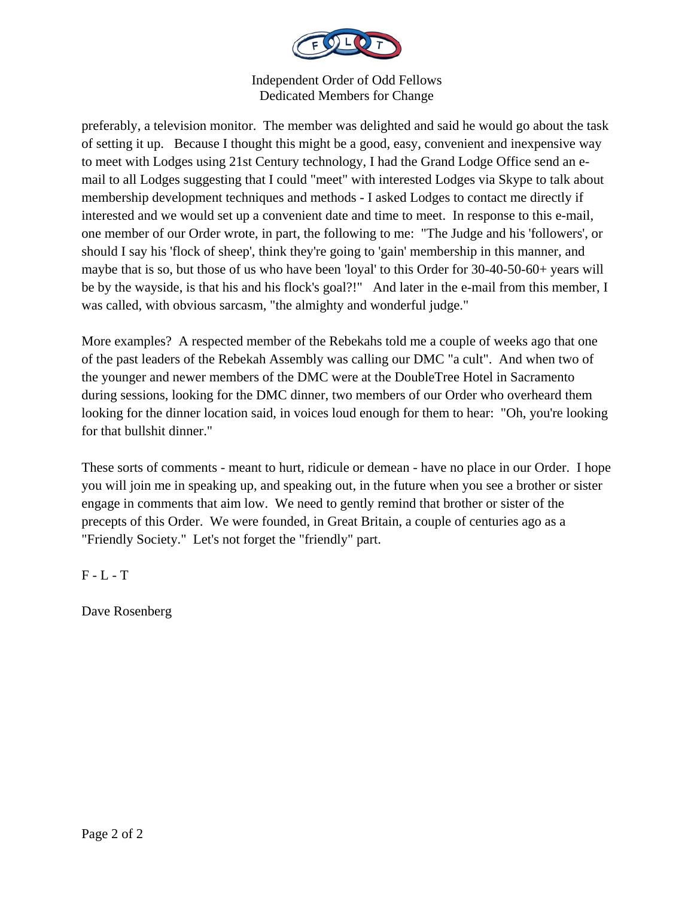preferably, a television monitor. The member was delighted and said he would go about the task of setting it up. Because I thought this might be a good, easy, convenient and inexpensive way to meet with Lodges using 21st Century technology, I had the Grand Lodge Office send an e-mail to all Lodges suggesting that I could "meet" with interested Lodges via Skype to talk about membership development techniques and methods - I asked Lodges to contact me directly if interested and we would set up a convenient date and time to meet. In response to this e-mail, one member of our Order wrote, in part, the following to me: "The Judge and his 'followers', or should I say his 'flock of sheep', think they're going to 'gain' membership in this manner, and maybe that is so, but those of us who have been 'loyal' to this Order for 30-40-50-60+ years will be by the wayside, is that his and his flock's goal?!" And later in the e-mail from this member, I was called, with obvious sarcasm, "the almighty and wonderful judge."

More examples? A respected member of the Rebekahs told me a couple of weeks ago that one of the past leaders of the Rebekah Assembly was calling our DMC "a cult". And when two of the younger and newer members of the DMC were at the DoubleTree Hotel in Sacramento during sessions, looking for the DMC dinner, two members of our Order who overheard them looking for the dinner location said, in voices loud enough for them to hear: "Oh, you're looking for that bullshit dinner."

These sorts of comments - meant to hurt, ridicule or demean - have no place in our Order. I hope you will join me in speaking up, and speaking out, in the future when you see a brother or sister engage in comments that aim low. We need to gently remind that brother or sister of the precepts of this Order. We were founded, in Great Britain, a couple of centuries ago as a "Friendly Society." Let's not forget the "friendly" part.

F - L - T

Dave Rosenberg